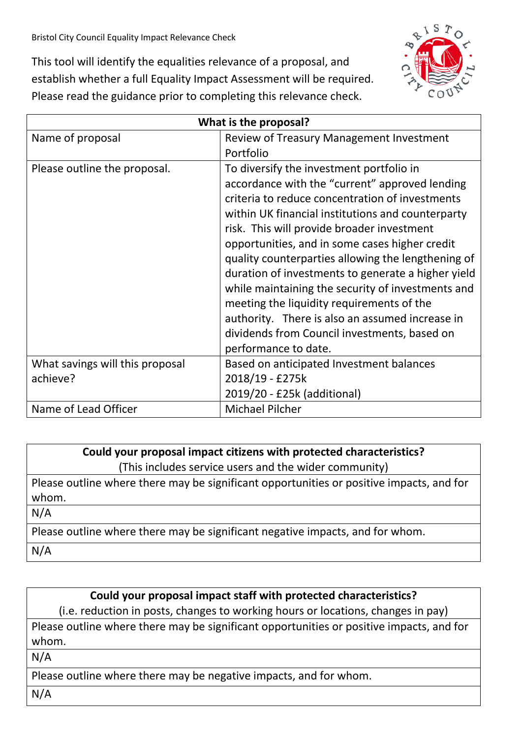Bristol City Council Equality Impact Relevance Check

This tool will identify the equalities relevance of a proposal, and establish whether a full Equality Impact Assessment will be required. Please read the guidance prior to completing this relevance check.

| What is the proposal? | |
|---|---|
| Name of proposal | Review of Treasury Management Investment Portfolio |
| Please outline the proposal. | To diversify the investment portfolio in accordance with the "current" approved lending criteria to reduce concentration of investments within UK financial institutions and counterparty risk. This will provide broader investment opportunities, and in some cases higher credit quality counterparties allowing the lengthening of duration of investments to generate a higher yield while maintaining the security of investments and meeting the liquidity requirements of the authority. There is also an assumed increase in dividends from Council investments, based on performance to date. |
| What savings will this proposal achieve? | Based on anticipated Investment balances<br>2018/19 - £275k<br>2019/20 - £25k (additional) |
| Name of Lead Officer | Michael Pilcher |

| **Could your proposal impact citizens with protected characteristics?**<br>(This includes service users and the wider community) |
|---|
| Please outline where there may be significant opportunities or positive impacts, and for whom. |
| N/A |
| Please outline where there may be significant negative impacts, and for whom. |
| N/A |

| **Could your proposal impact staff with protected characteristics?**<br>(i.e. reduction in posts, changes to working hours or locations, changes in pay) |
|---|
| Please outline where there may be significant opportunities or positive impacts, and for whom. |
| N/A |
| Please outline where there may be negative impacts, and for whom. |
| N/A |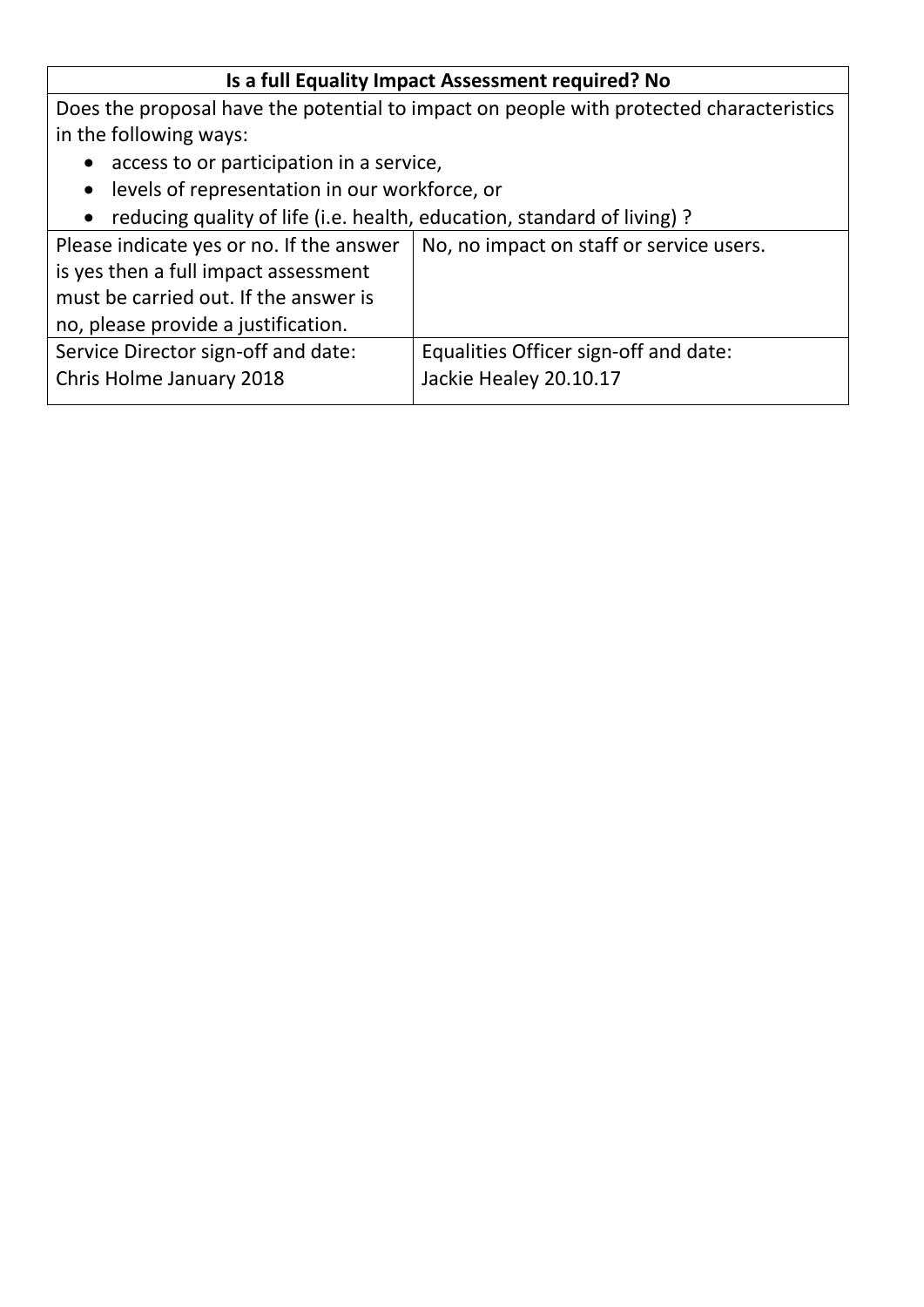| **Is a full Equality Impact Assessment required? No** | |
|---|---|
| Does the proposal have the potential to impact on people with protected characteristics in the following ways:<br>• access to or participation in a service,<br>• levels of representation in our workforce, or<br>• reducing quality of life (i.e. health, education, standard of living) ? | |
| Please indicate yes or no. If the answer is yes then a full impact assessment must be carried out. If the answer is no, please provide a justification. | No, no impact on staff or service users. |
| Service Director sign-off and date:<br>Chris Holme January 2018 | Equalities Officer sign-off and date:<br>Jackie Healey 20.10.17 |